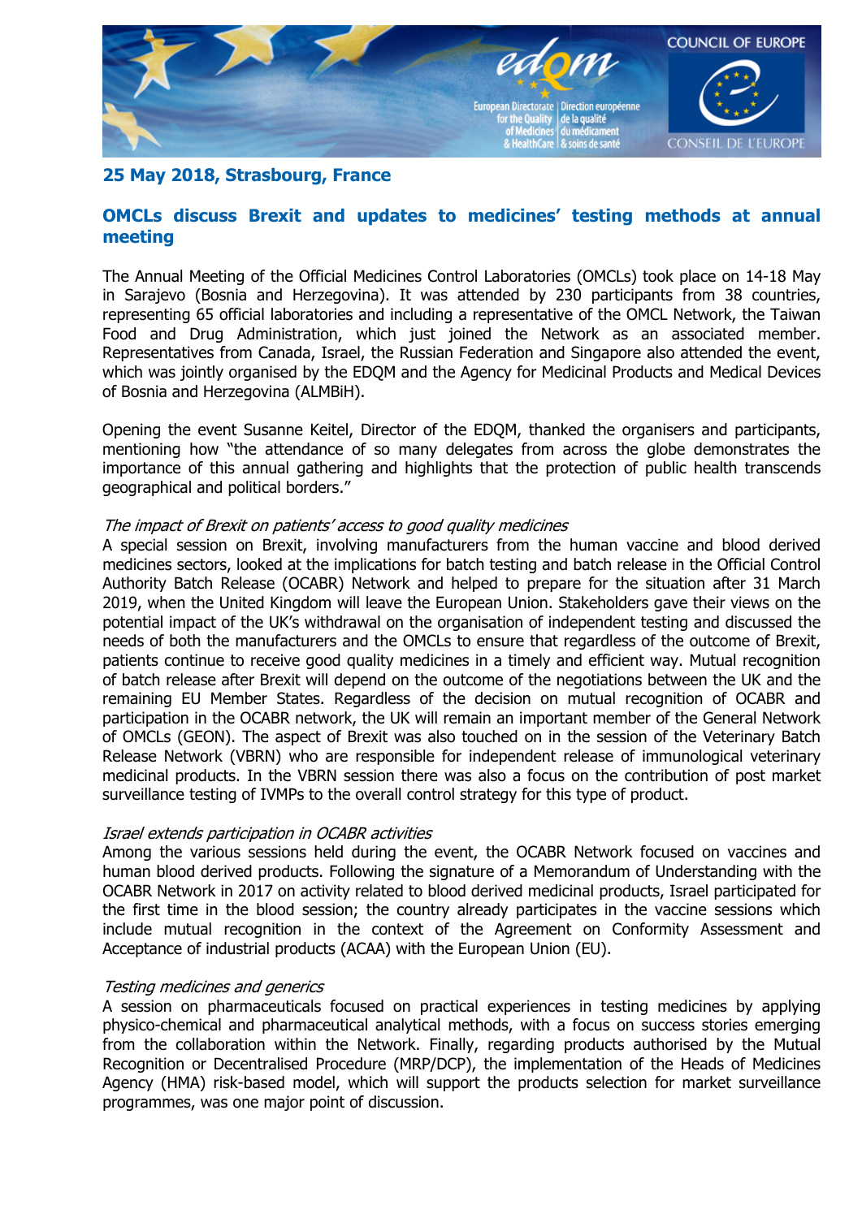**25 May 2018, Strasbourg, France**

# OMCLs discuss Brexit and updates to medicines' testing methods at annual meeting

The Annual Meeting of the Official Medicines Control Laboratories (OMCLs) took place on 14-18 May in Sarajevo (Bosnia and Herzegovina). It was attended by 230 participants from 38 countries, representing 65 official laboratories and including a representative of the OMCL Network, the Taiwan Food and Drug Administration, which just joined the Network as an associated member. Representatives from Canada, Israel, the Russian Federation and Singapore also attended the event, which was jointly organised by the EDQM and the Agency for Medicinal Products and Medical Devices of Bosnia and Herzegovina (ALMBiH).

Opening the event Susanne Keitel, Director of the EDQM, thanked the organisers and participants, mentioning how "the attendance of so many delegates from across the globe demonstrates the importance of this annual gathering and highlights that the protection of public health transcends geographical and political borders."

*The impact of Brexit on patients' access to good quality medicines*

A special session on Brexit, involving manufacturers from the human vaccine and blood derived medicines sectors, looked at the implications for batch testing and batch release in the Official Control Authority Batch Release (OCABR) Network and helped to prepare for the situation after 31 March 2019, when the United Kingdom will leave the European Union. Stakeholders gave their views on the potential impact of the UK's withdrawal on the organisation of independent testing and discussed the needs of both the manufacturers and the OMCLs to ensure that regardless of the outcome of Brexit, patients continue to receive good quality medicines in a timely and efficient way. Mutual recognition of batch release after Brexit will depend on the outcome of the negotiations between the UK and the remaining EU Member States. Regardless of the decision on mutual recognition of OCABR and participation in the OCABR network, the UK will remain an important member of the General Network of OMCLs (GEON). The aspect of Brexit was also touched on in the session of the Veterinary Batch Release Network (VBRN) who are responsible for independent release of immunological veterinary medicinal products. In the VBRN session there was also a focus on the contribution of post market surveillance testing of IVMPs to the overall control strategy for this type of product.

*Israel extends participation in OCABR activities*

Among the various sessions held during the event, the OCABR Network focused on vaccines and human blood derived products. Following the signature of a Memorandum of Understanding with the OCABR Network in 2017 on activity related to blood derived medicinal products, Israel participated for the first time in the blood session; the country already participates in the vaccine sessions which include mutual recognition in the context of the Agreement on Conformity Assessment and Acceptance of industrial products (ACAA) with the European Union (EU).

*Testing medicines and generics*

A session on pharmaceuticals focused on practical experiences in testing medicines by applying physico-chemical and pharmaceutical analytical methods, with a focus on success stories emerging from the collaboration within the Network. Finally, regarding products authorised by the Mutual Recognition or Decentralised Procedure (MRP/DCP), the implementation of the Heads of Medicines Agency (HMA) risk-based model, which will support the products selection for market surveillance programmes, was one major point of discussion.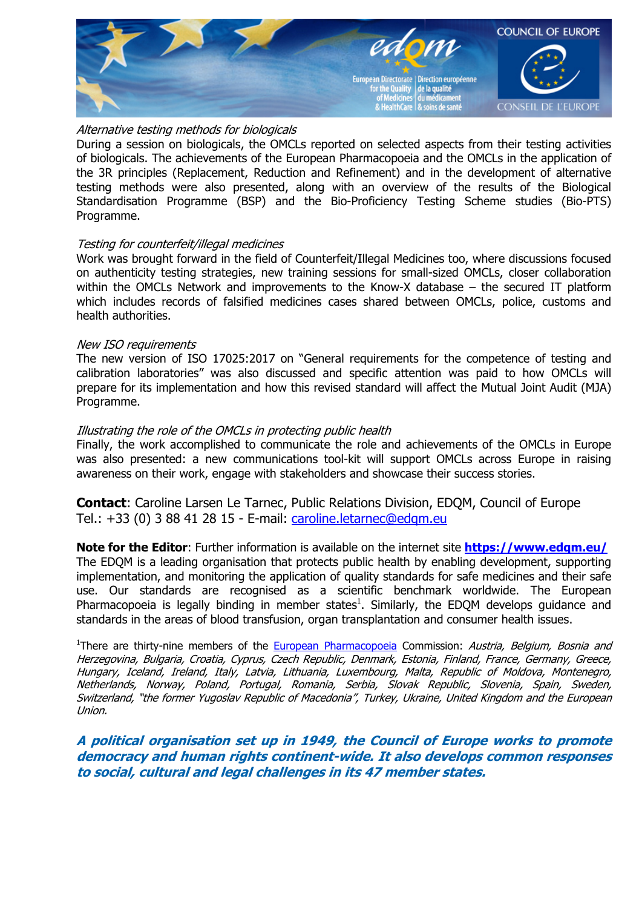*Alternative testing methods for biologicals*

During a session on biologicals, the OMCLs reported on selected aspects from their testing activities of biologicals. The achievements of the European Pharmacopoeia and the OMCLs in the application of the 3R principles (Replacement, Reduction and Refinement) and in the development of alternative testing methods were also presented, along with an overview of the results of the Biological Standardisation Programme (BSP) and the Bio-Proficiency Testing Scheme studies (Bio-PTS) Programme.

*Testing for counterfeit/illegal medicines*

Work was brought forward in the field of Counterfeit/Illegal Medicines too, where discussions focused on authenticity testing strategies, new training sessions for small-sized OMCLs, closer collaboration within the OMCLs Network and improvements to the Know-X database – the secured IT platform which includes records of falsified medicines cases shared between OMCLs, police, customs and health authorities.

*New ISO requirements*

The new version of ISO 17025:2017 on "General requirements for the competence of testing and calibration laboratories" was also discussed and specific attention was paid to how OMCLs will prepare for its implementation and how this revised standard will affect the Mutual Joint Audit (MJA) Programme.

*Illustrating the role of the OMCLs in protecting public health*

Finally, the work accomplished to communicate the role and achievements of the OMCLs in Europe was also presented: a new communications tool-kit will support OMCLs across Europe in raising awareness on their work, engage with stakeholders and showcase their success stories.

**Contact**: Caroline Larsen Le Tarnec, Public Relations Division, EDQM, Council of Europe
Tel.: +33 (0) 3 88 41 28 15 - E-mail: caroline.letarnec@edqm.eu

**Note for the Editor**: Further information is available on the internet site **https://www.edqm.eu/**
The EDQM is a leading organisation that protects public health by enabling development, supporting implementation, and monitoring the application of quality standards for safe medicines and their safe use. Our standards are recognised as a scientific benchmark worldwide. The European Pharmacopoeia is legally binding in member states[1]. Similarly, the EDQM develops guidance and standards in the areas of blood transfusion, organ transplantation and consumer health issues.

[1]There are thirty-nine members of the European Pharmacopoeia Commission: *Austria, Belgium, Bosnia and Herzegovina, Bulgaria, Croatia, Cyprus, Czech Republic, Denmark, Estonia, Finland, France, Germany, Greece, Hungary, Iceland, Ireland, Italy, Latvia, Lithuania, Luxembourg, Malta, Republic of Moldova, Montenegro, Netherlands, Norway, Poland, Portugal, Romania, Serbia, Slovak Republic, Slovenia, Spain, Sweden, Switzerland, "the former Yugoslav Republic of Macedonia", Turkey, Ukraine, United Kingdom and the European Union.*

***A political organisation set up in 1949, the Council of Europe works to promote democracy and human rights continent-wide. It also develops common responses to social, cultural and legal challenges in its 47 member states.***